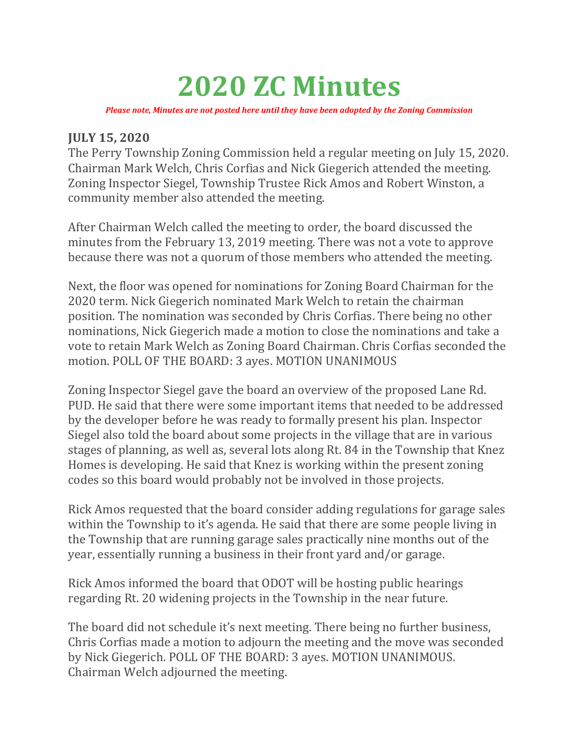# 2020 ZC Minutes

*Please note, Minutes are not posted here until they have been adopted by the Zoning Commission*

**JULY 15, 2020**

The Perry Township Zoning Commission held a regular meeting on July 15, 2020. Chairman Mark Welch, Chris Corfias and Nick Giegerich attended the meeting. Zoning Inspector Siegel, Township Trustee Rick Amos and Robert Winston, a community member also attended the meeting.

After Chairman Welch called the meeting to order, the board discussed the minutes from the February 13, 2019 meeting. There was not a vote to approve because there was not a quorum of those members who attended the meeting.

Next, the floor was opened for nominations for Zoning Board Chairman for the 2020 term. Nick Giegerich nominated Mark Welch to retain the chairman position. The nomination was seconded by Chris Corfias. There being no other nominations, Nick Giegerich made a motion to close the nominations and take a vote to retain Mark Welch as Zoning Board Chairman. Chris Corfias seconded the motion. POLL OF THE BOARD: 3 ayes. MOTION UNANIMOUS

Zoning Inspector Siegel gave the board an overview of the proposed Lane Rd. PUD. He said that there were some important items that needed to be addressed by the developer before he was ready to formally present his plan. Inspector Siegel also told the board about some projects in the village that are in various stages of planning, as well as, several lots along Rt. 84 in the Township that Knez Homes is developing. He said that Knez is working within the present zoning codes so this board would probably not be involved in those projects.

Rick Amos requested that the board consider adding regulations for garage sales within the Township to it's agenda. He said that there are some people living in the Township that are running garage sales practically nine months out of the year, essentially running a business in their front yard and/or garage.

Rick Amos informed the board that ODOT will be hosting public hearings regarding Rt. 20 widening projects in the Township in the near future.

The board did not schedule it's next meeting. There being no further business, Chris Corfias made a motion to adjourn the meeting and the move was seconded by Nick Giegerich. POLL OF THE BOARD: 3 ayes. MOTION UNANIMOUS. Chairman Welch adjourned the meeting.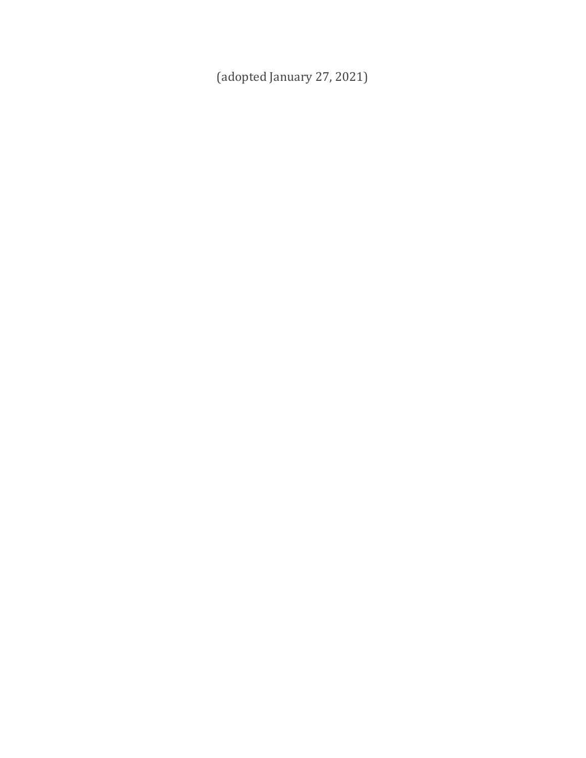(adopted January 27, 2021)